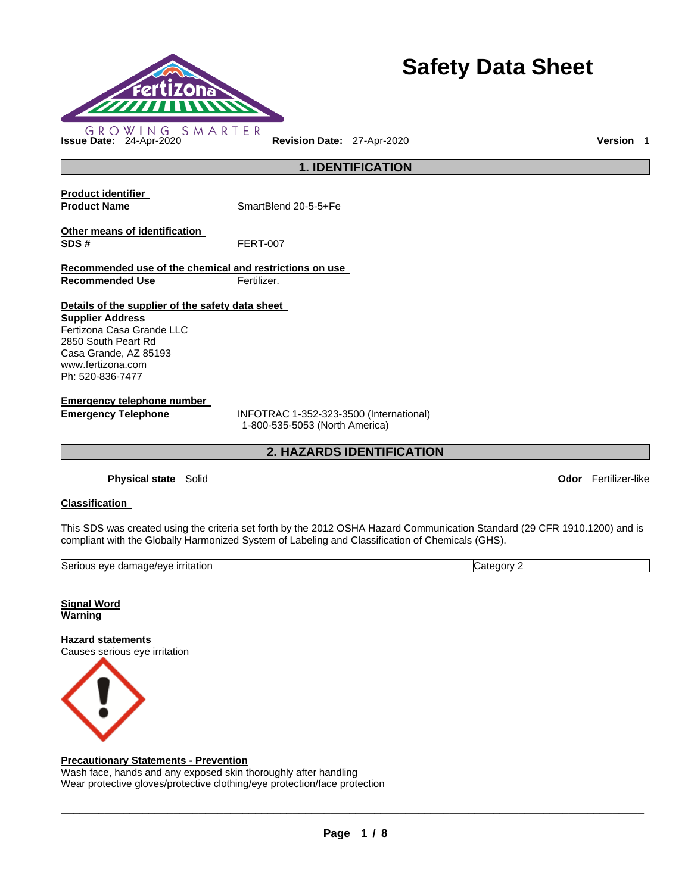# Safety Data Sheet

GROWING SMARTER

**Issue Date:** 24-Apr-2020 **Revision Date:** 27-Apr-2020 **Version** 1

## 1. IDENTIFICATION

**Product identifier**

**Product Name** SmartBlend 20-5-5+Fe

**Other means of identification**

**SDS #** FERT-007

**Recommended use of the chemical and restrictions on use**

**Recommended Use** Fertilizer.

**Details of the supplier of the safety data sheet**

**Supplier Address**
Fertizona Casa Grande LLC
2850 South Peart Rd
Casa Grande, AZ 85193
www.fertizona.com
Ph: 520-836-7477

**Emergency telephone number**

**Emergency Telephone** INFOTRAC 1-352-323-3500 (International)
1-800-535-5053 (North America)

## 2. HAZARDS IDENTIFICATION

**Physical state** Solid **Odor** Fertilizer-like

**Classification**

This SDS was created using the criteria set forth by the 2012 OSHA Hazard Communication Standard (29 CFR 1910.1200) and is compliant with the Globally Harmonized System of Labeling and Classification of Chemicals (GHS).

| Serious eye damage/eye irritation | Category 2 |
|---|---|

**Signal Word**
**Warning**

**Hazard statements**
Causes serious eye irritation

**Precautionary Statements - Prevention**
Wash face, hands and any exposed skin thoroughly after handling
Wear protective gloves/protective clothing/eye protection/face protection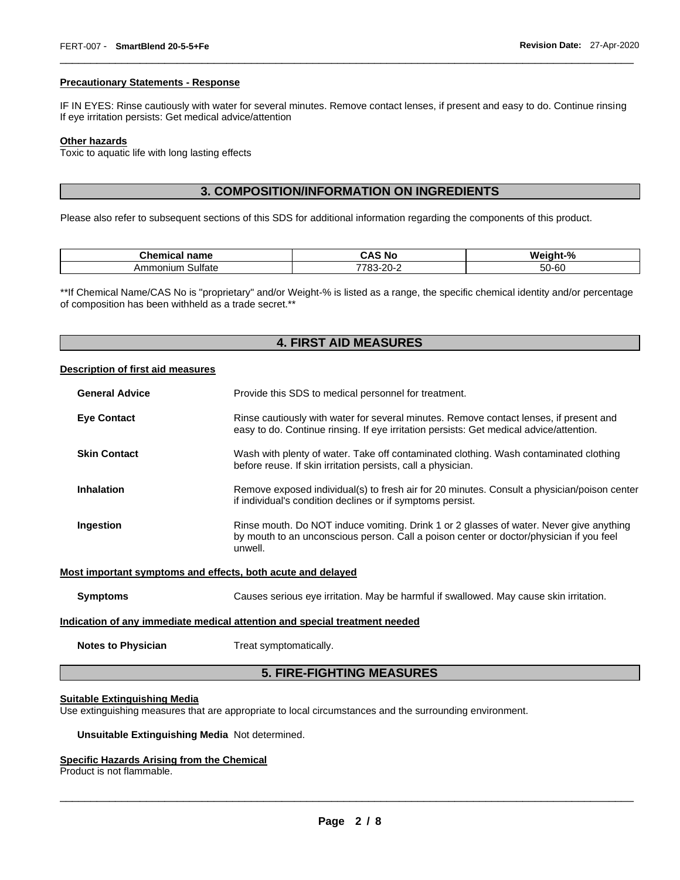#### Precautionary Statements - Response

IF IN EYES: Rinse cautiously with water for several minutes. Remove contact lenses, if present and easy to do. Continue rinsing
If eye irritation persists: Get medical advice/attention

#### Other hazards

Toxic to aquatic life with long lasting effects

## 3. COMPOSITION/INFORMATION ON INGREDIENTS

Please also refer to subsequent sections of this SDS for additional information regarding the components of this product.

| Chemical name | CAS No | Weight-% |
| --- | --- | --- |
| Ammonium Sulfate | 7783-20-2 | 50-60 |

**If Chemical Name/CAS No is "proprietary" and/or Weight-% is listed as a range, the specific chemical identity and/or percentage of composition has been withheld as a trade secret.**

## 4. FIRST AID MEASURES

#### Description of first aid measures

**General Advice** Provide this SDS to medical personnel for treatment.

**Eye Contact** Rinse cautiously with water for several minutes. Remove contact lenses, if present and easy to do. Continue rinsing. If eye irritation persists: Get medical advice/attention.

**Skin Contact** Wash with plenty of water. Take off contaminated clothing. Wash contaminated clothing before reuse. If skin irritation persists, call a physician.

**Inhalation** Remove exposed individual(s) to fresh air for 20 minutes. Consult a physician/poison center if individual's condition declines or if symptoms persist.

**Ingestion** Rinse mouth. Do NOT induce vomiting. Drink 1 or 2 glasses of water. Never give anything by mouth to an unconscious person. Call a poison center or doctor/physician if you feel unwell.

#### Most important symptoms and effects, both acute and delayed

**Symptoms** Causes serious eye irritation. May be harmful if swallowed. May cause skin irritation.

#### Indication of any immediate medical attention and special treatment needed

**Notes to Physician** Treat symptomatically.

## 5. FIRE-FIGHTING MEASURES

#### Suitable Extinguishing Media

Use extinguishing measures that are appropriate to local circumstances and the surrounding environment.

**Unsuitable Extinguishing Media** Not determined.

#### Specific Hazards Arising from the Chemical

Product is not flammable.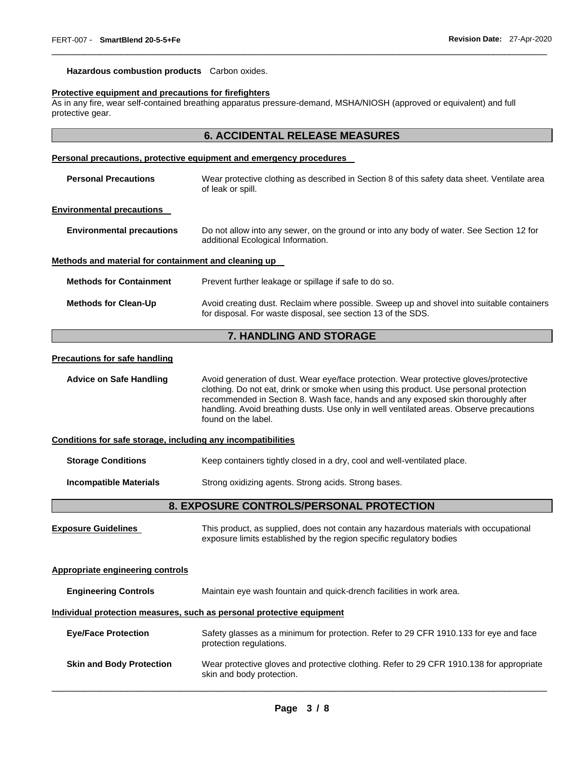**Hazardous combustion products** Carbon oxides.

**Protective equipment and precautions for firefighters**

As in any fire, wear self-contained breathing apparatus pressure-demand, MSHA/NIOSH (approved or equivalent) and full protective gear.

## 6. ACCIDENTAL RELEASE MEASURES

**Personal precautions, protective equipment and emergency procedures**

**Personal Precautions** Wear protective clothing as described in Section 8 of this safety data sheet. Ventilate area of leak or spill.

**Environmental precautions**

**Environmental precautions** Do not allow into any sewer, on the ground or into any body of water. See Section 12 for additional Ecological Information.

**Methods and material for containment and cleaning up**

**Methods for Containment** Prevent further leakage or spillage if safe to do so.

**Methods for Clean-Up** Avoid creating dust. Reclaim where possible. Sweep up and shovel into suitable containers for disposal. For waste disposal, see section 13 of the SDS.

## 7. HANDLING AND STORAGE

**Precautions for safe handling**

**Advice on Safe Handling** Avoid generation of dust. Wear eye/face protection. Wear protective gloves/protective clothing. Do not eat, drink or smoke when using this product. Use personal protection recommended in Section 8. Wash face, hands and any exposed skin thoroughly after handling. Avoid breathing dusts. Use only in well ventilated areas. Observe precautions found on the label.

**Conditions for safe storage, including any incompatibilities**

**Storage Conditions** Keep containers tightly closed in a dry, cool and well-ventilated place.

**Incompatible Materials** Strong oxidizing agents. Strong acids. Strong bases.

## 8. EXPOSURE CONTROLS/PERSONAL PROTECTION

**Exposure Guidelines** This product, as supplied, does not contain any hazardous materials with occupational exposure limits established by the region specific regulatory bodies

**Appropriate engineering controls**

**Engineering Controls** Maintain eye wash fountain and quick-drench facilities in work area.

**Individual protection measures, such as personal protective equipment**

**Eye/Face Protection** Safety glasses as a minimum for protection. Refer to 29 CFR 1910.133 for eye and face protection regulations.

**Skin and Body Protection** Wear protective gloves and protective clothing. Refer to 29 CFR 1910.138 for appropriate skin and body protection.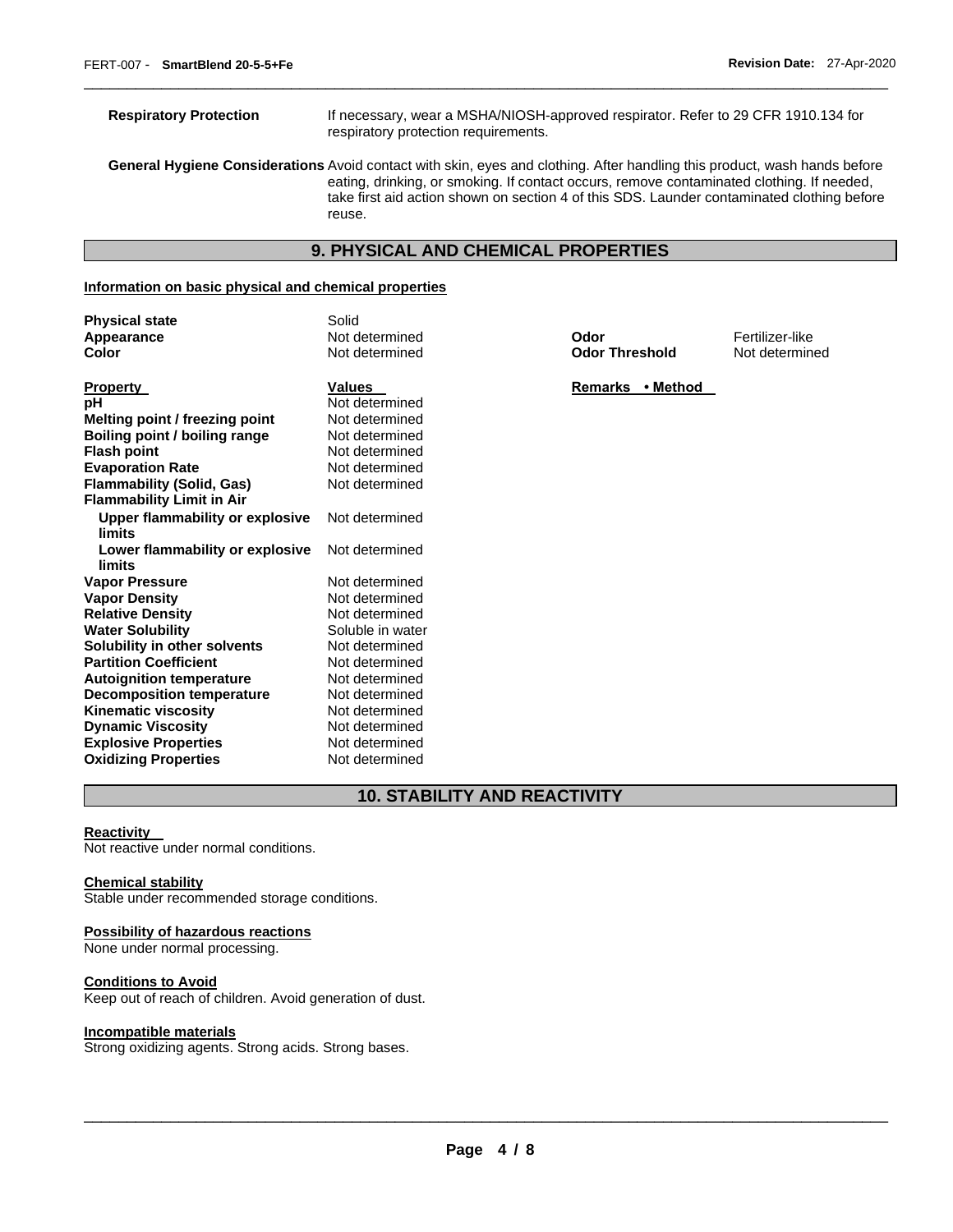**Respiratory Protection** If necessary, wear a MSHA/NIOSH-approved respirator. Refer to 29 CFR 1910.134 for respiratory protection requirements.

**General Hygiene Considerations** Avoid contact with skin, eyes and clothing. After handling this product, wash hands before eating, drinking, or smoking. If contact occurs, remove contaminated clothing. If needed, take first aid action shown on section 4 of this SDS. Launder contaminated clothing before reuse.

## 9. PHYSICAL AND CHEMICAL PROPERTIES

### Information on basic physical and chemical properties

| | | | |
|---|---|---|---|
| **Physical state** | Solid | | |
| **Appearance** | Not determined | **Odor** | Fertilizer-like |
| **Color** | Not determined | **Odor Threshold** | Not determined |

| **Property** | **Values** | **Remarks • Method** |
|---|---|---|
| **pH** | Not determined | |
| **Melting point / freezing point** | Not determined | |
| **Boiling point / boiling range** | Not determined | |
| **Flash point** | Not determined | |
| **Evaporation Rate** | Not determined | |
| **Flammability (Solid, Gas)** | Not determined | |
| **Flammability Limit in Air** | | |
| **Upper flammability or explosive limits** | Not determined | |
| **Lower flammability or explosive limits** | Not determined | |
| **Vapor Pressure** | Not determined | |
| **Vapor Density** | Not determined | |
| **Relative Density** | Not determined | |
| **Water Solubility** | Soluble in water | |
| **Solubility in other solvents** | Not determined | |
| **Partition Coefficient** | Not determined | |
| **Autoignition temperature** | Not determined | |
| **Decomposition temperature** | Not determined | |
| **Kinematic viscosity** | Not determined | |
| **Dynamic Viscosity** | Not determined | |
| **Explosive Properties** | Not determined | |
| **Oxidizing Properties** | Not determined | |

## 10. STABILITY AND REACTIVITY

### Reactivity
Not reactive under normal conditions.

### Chemical stability
Stable under recommended storage conditions.

### Possibility of hazardous reactions
None under normal processing.

### Conditions to Avoid
Keep out of reach of children. Avoid generation of dust.

### Incompatible materials
Strong oxidizing agents. Strong acids. Strong bases.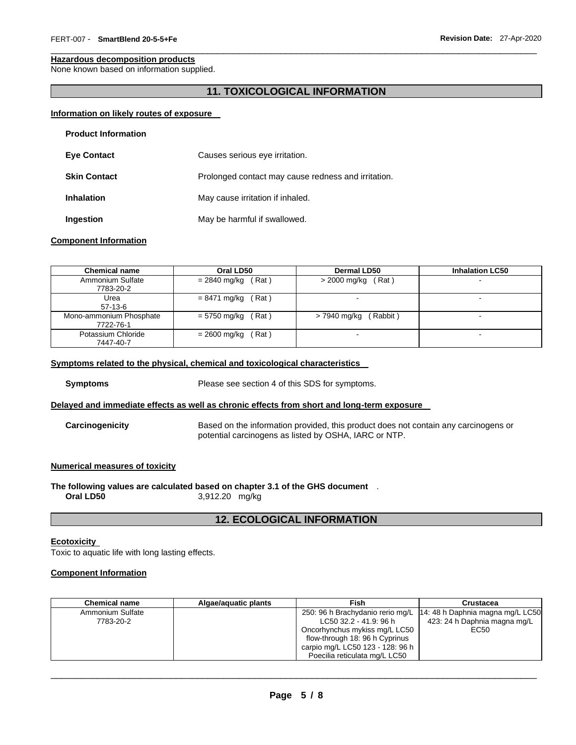#### Hazardous decomposition products

None known based on information supplied.

## 11. TOXICOLOGICAL INFORMATION

#### Information on likely routes of exposure

**Product Information**

**Eye Contact** Causes serious eye irritation.

**Skin Contact** Prolonged contact may cause redness and irritation.

**Inhalation** May cause irritation if inhaled.

**Ingestion** May be harmful if swallowed.

#### Component Information

| Chemical name | Oral LD50 | Dermal LD50 | Inhalation LC50 |
|---|---|---|---|
| Ammonium Sulfate 7783-20-2 | = 2840 mg/kg ( Rat ) | > 2000 mg/kg ( Rat ) | - |
| Urea 57-13-6 | = 8471 mg/kg ( Rat ) | - | - |
| Mono-ammonium Phosphate 7722-76-1 | = 5750 mg/kg ( Rat ) | > 7940 mg/kg ( Rabbit ) | - |
| Potassium Chloride 7447-40-7 | = 2600 mg/kg ( Rat ) | - | - |

#### Symptoms related to the physical, chemical and toxicological characteristics

**Symptoms** Please see section 4 of this SDS for symptoms.

#### Delayed and immediate effects as well as chronic effects from short and long-term exposure

**Carcinogenicity** Based on the information provided, this product does not contain any carcinogens or potential carcinogens as listed by OSHA, IARC or NTP.

#### Numerical measures of toxicity

**The following values are calculated based on chapter 3.1 of the GHS document** .

**Oral LD50** 3,912.20 mg/kg

## 12. ECOLOGICAL INFORMATION

#### Ecotoxicity

Toxic to aquatic life with long lasting effects.

#### Component Information

| Chemical name | Algae/aquatic plants | Fish | Crustacea |
|---|---|---|---|
| Ammonium Sulfate 7783-20-2 | | 250: 96 h Brachydanio rerio mg/L LC50 32.2 - 41.9: 96 h Oncorhynchus mykiss mg/L LC50 flow-through 18: 96 h Cyprinus carpio mg/L LC50 123 - 128: 96 h Poecilia reticulata mg/L LC50 | 14: 48 h Daphnia magna mg/L LC50 423: 24 h Daphnia magna mg/L EC50 |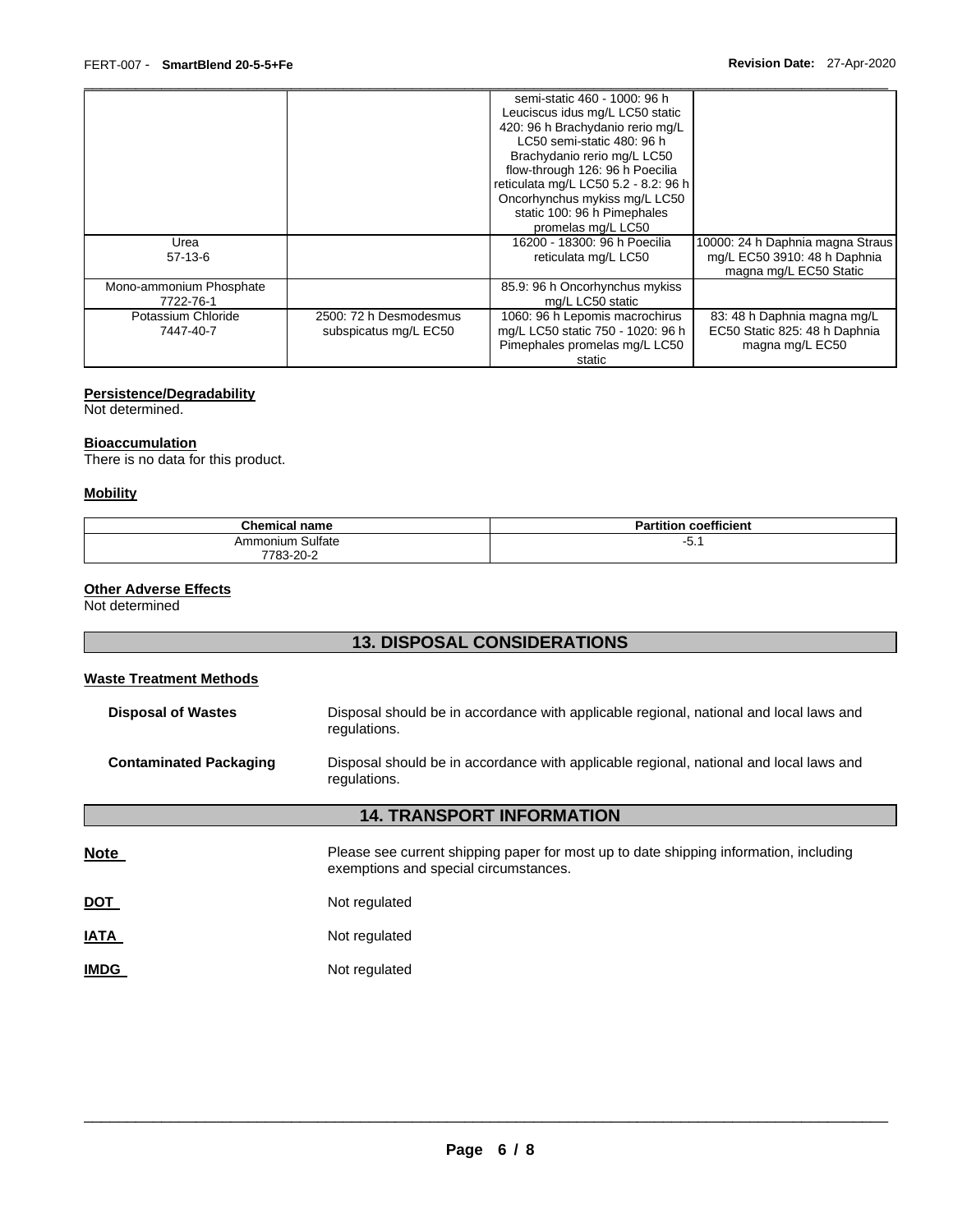| | | | |
|---|---|---|---|
| | | semi-static 460 - 1000: 96 h Leuciscus idus mg/L LC50 static 420: 96 h Brachydanio rerio mg/L LC50 semi-static 480: 96 h Brachydanio rerio mg/L LC50 flow-through 126: 96 h Poecilia reticulata mg/L LC50 5.2 - 8.2: 96 h Oncorhynchus mykiss mg/L LC50 static 100: 96 h Pimephales promelas mg/L LC50 | |
| Urea<br>57-13-6 | | 16200 - 18300: 96 h Poecilia reticulata mg/L LC50 | 10000: 24 h Daphnia magna Straus mg/L EC50 3910: 48 h Daphnia magna mg/L EC50 Static |
| Mono-ammonium Phosphate<br>7722-76-1 | | 85.9: 96 h Oncorhynchus mykiss mg/L LC50 static | |
| Potassium Chloride<br>7447-40-7 | 2500: 72 h Desmodesmus subspicatus mg/L EC50 | 1060: 96 h Lepomis macrochirus mg/L LC50 static 750 - 1020: 96 h Pimephales promelas mg/L LC50 static | 83: 48 h Daphnia magna mg/L EC50 Static 825: 48 h Daphnia magna mg/L EC50 |

**Persistence/Degradability**
Not determined.

**Bioaccumulation**
There is no data for this product.

**Mobility**

| Chemical name | Partition coefficient |
|---|---|
| Ammonium Sulfate<br>7783-20-2 | -5.1 |

**Other Adverse Effects**
Not determined

## 13. DISPOSAL CONSIDERATIONS

**Waste Treatment Methods**

**Disposal of Wastes** — Disposal should be in accordance with applicable regional, national and local laws and regulations.

**Contaminated Packaging** — Disposal should be in accordance with applicable regional, national and local laws and regulations.

## 14. TRANSPORT INFORMATION

**Note** — Please see current shipping paper for most up to date shipping information, including exemptions and special circumstances.

**DOT** — Not regulated

**IATA** — Not regulated

**IMDG** — Not regulated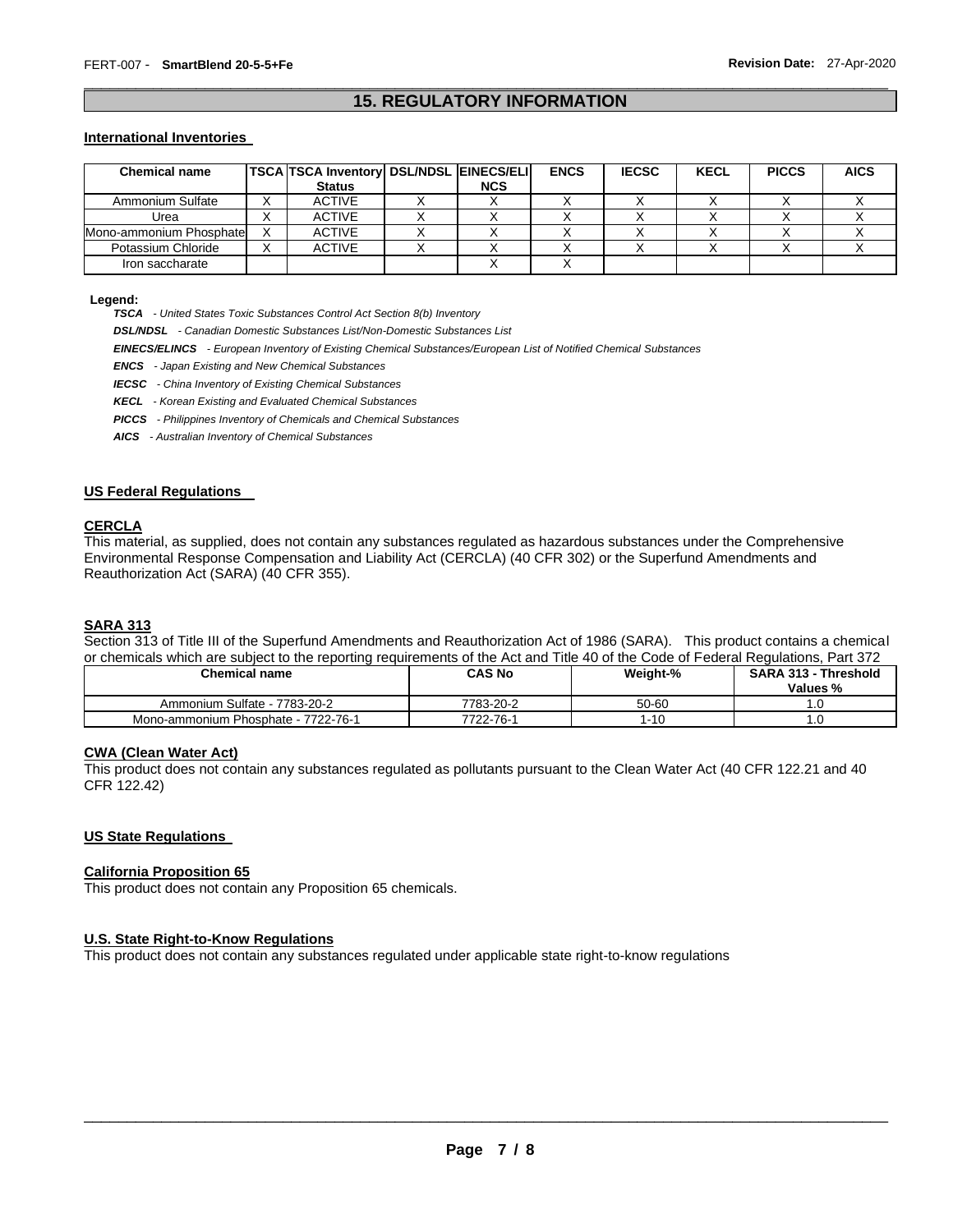## 15. REGULATORY INFORMATION

### International Inventories

| Chemical name | TSCA | TSCA Inventory Status | DSL/NDSL | EINECS/ELINCS | ENCS | IECSC | KECL | PICCS | AICS |
|---|---|---|---|---|---|---|---|---|---|
| Ammonium Sulfate | X | ACTIVE | X | X | X | X | X | X | X |
| Urea | X | ACTIVE | X | X | X | X | X | X | X |
| Mono-ammonium Phosphate | X | ACTIVE | X | X | X | X | X | X | X |
| Potassium Chloride | X | ACTIVE | X | X | X | X | X | X | X |
| Iron saccharate | | | | X | X | | | | |

**Legend:**

***TSCA*** *- United States Toxic Substances Control Act Section 8(b) Inventory*

***DSL/NDSL*** *- Canadian Domestic Substances List/Non-Domestic Substances List*

***EINECS/ELINCS*** *- European Inventory of Existing Chemical Substances/European List of Notified Chemical Substances*

***ENCS*** *- Japan Existing and New Chemical Substances*

***IECSC*** *- China Inventory of Existing Chemical Substances*

***KECL*** *- Korean Existing and Evaluated Chemical Substances*

***PICCS*** *- Philippines Inventory of Chemicals and Chemical Substances*

***AICS*** *- Australian Inventory of Chemical Substances*

### US Federal Regulations

#### CERCLA

This material, as supplied, does not contain any substances regulated as hazardous substances under the Comprehensive Environmental Response Compensation and Liability Act (CERCLA) (40 CFR 302) or the Superfund Amendments and Reauthorization Act (SARA) (40 CFR 355).

#### SARA 313

Section 313 of Title III of the Superfund Amendments and Reauthorization Act of 1986 (SARA). This product contains a chemical or chemicals which are subject to the reporting requirements of the Act and Title 40 of the Code of Federal Regulations, Part 372

| Chemical name | CAS No | Weight-% | SARA 313 - Threshold Values % |
|---|---|---|---|
| Ammonium Sulfate - 7783-20-2 | 7783-20-2 | 50-60 | 1.0 |
| Mono-ammonium Phosphate - 7722-76-1 | 7722-76-1 | 1-10 | 1.0 |

#### CWA (Clean Water Act)

This product does not contain any substances regulated as pollutants pursuant to the Clean Water Act (40 CFR 122.21 and 40 CFR 122.42)

### US State Regulations

#### California Proposition 65

This product does not contain any Proposition 65 chemicals.

#### U.S. State Right-to-Know Regulations

This product does not contain any substances regulated under applicable state right-to-know regulations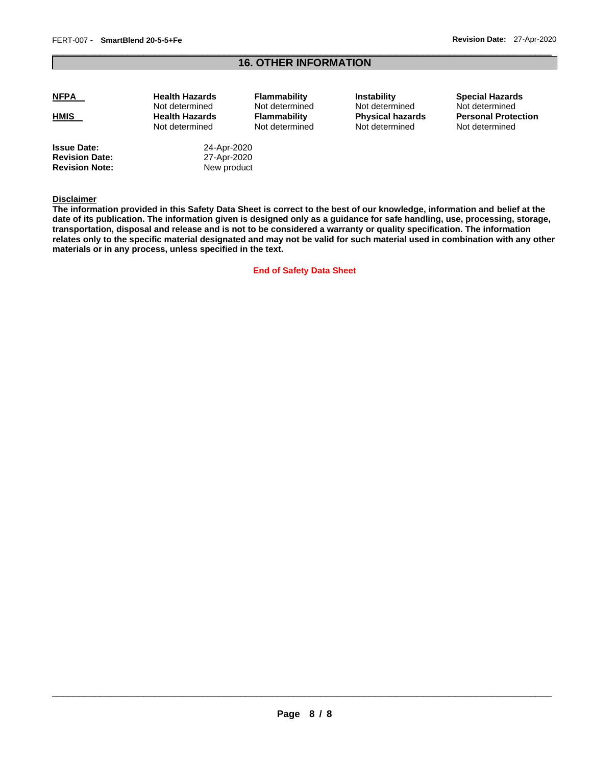## 16. OTHER INFORMATION

| | | | | |
|---|---|---|---|---|
| **NFPA** | **Health Hazards** | **Flammability** | **Instability** | **Special Hazards** |
| | Not determined | Not determined | Not determined | Not determined |
| **HMIS** | **Health Hazards** | **Flammability** | **Physical hazards** | **Personal Protection** |
| | Not determined | Not determined | Not determined | Not determined |

**Issue Date:** 24-Apr-2020
**Revision Date:** 27-Apr-2020
**Revision Note:** New product

**Disclaimer**

**The information provided in this Safety Data Sheet is correct to the best of our knowledge, information and belief at the date of its publication. The information given is designed only as a guidance for safe handling, use, processing, storage, transportation, disposal and release and is not to be considered a warranty or quality specification. The information relates only to the specific material designated and may not be valid for such material used in combination with any other materials or in any process, unless specified in the text.**

**End of Safety Data Sheet**